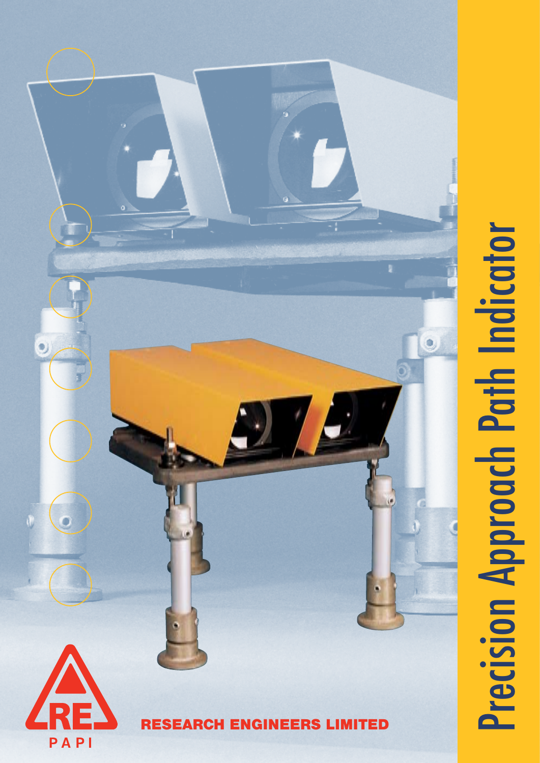# Precision Approach Path Indicator

RE

PAPI

**RESEARCH ENGINEERS LIMITED**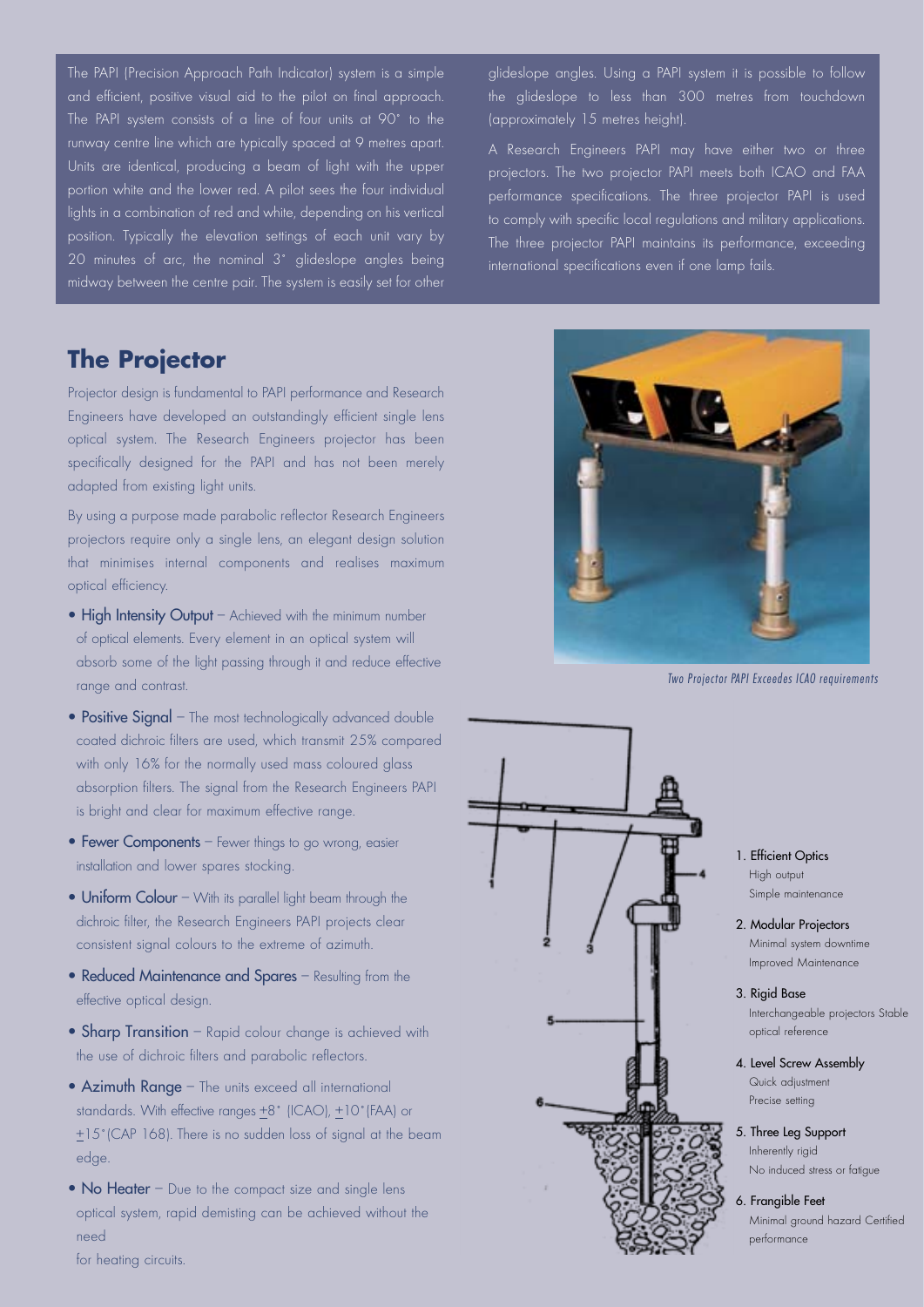The PAPI (Precision Approach Path Indicator) system is a simple and efficient, positive visual aid to the pilot on final approach. The PAPI system consists of a line of four units at 90° to the runway centre line which are typically spaced at 9 metres apart. Units are identical, producing a beam of light with the upper portion white and the lower red. A pilot sees the four individual lights in a combination of red and white, depending on his vertical position. Typically the elevation settings of each unit vary by 20 minutes of arc, the nominal 3° glideslope angles being midway between the centre pair. The system is easily set for other glideslope angles. Using a PAPI system it is possible to follow the glideslope to less than 300 metres from touchdown (approximately 15 metres height).

A Research Engineers PAPI may have either two or three projectors. The two projector PAPI meets both ICAO and FAA performance specifications. The three projector PAPI is used to comply with specific local regulations and military applications. The three projector PAPI maintains its performance, exceeding international specifications even if one lamp fails.

## The Projector

Projector design is fundamental to PAPI performance and Research Engineers have developed an outstandingly efficient single lens optical system. The Research Engineers projector has been specifically designed for the PAPI and has not been merely adapted from existing light units.

By using a purpose made parabolic reflector Research Engineers projectors require only a single lens, an elegant design solution that minimises internal components and realises maximum optical efficiency.

- **High Intensity Output** – Achieved with the minimum number of optical elements. Every element in an optical system will absorb some of the light passing through it and reduce effective range and contrast.
- **Positive Signal** – The most technologically advanced double coated dichroic filters are used, which transmit 25% compared with only 16% for the normally used mass coloured glass absorption filters. The signal from the Research Engineers PAPI is bright and clear for maximum effective range.
- **Fewer Components** – Fewer things to go wrong, easier installation and lower spares stocking.
- **Uniform Colour** – With its parallel light beam through the dichroic filter, the Research Engineers PAPI projects clear consistent signal colours to the extreme of azimuth.
- **Reduced Maintenance and Spares** – Resulting from the effective optical design.
- **Sharp Transition** – Rapid colour change is achieved with the use of dichroic filters and parabolic reflectors.
- **Azimuth Range** – The units exceed all international standards. With effective ranges ±8° (ICAO), ±10° (FAA) or ±15° (CAP 168). There is no sudden loss of signal at the beam edge.
- **No Heater** – Due to the compact size and single lens optical system, rapid demisting can be achieved without the need for heating circuits.

*Two Projector PAPI Exceedes ICAO requirements*

1. **Efficient Optics**
   High output
   Simple maintenance
2. **Modular Projectors**
   Minimal system downtime
   Improved Maintenance
3. **Rigid Base**
   Interchangeable projectors Stable optical reference
4. **Level Screw Assembly**
   Quick adjustment
   Precise setting
5. **Three Leg Support**
   Inherently rigid
   No induced stress or fatigue
6. **Frangible Feet**
   Minimal ground hazard Certified performance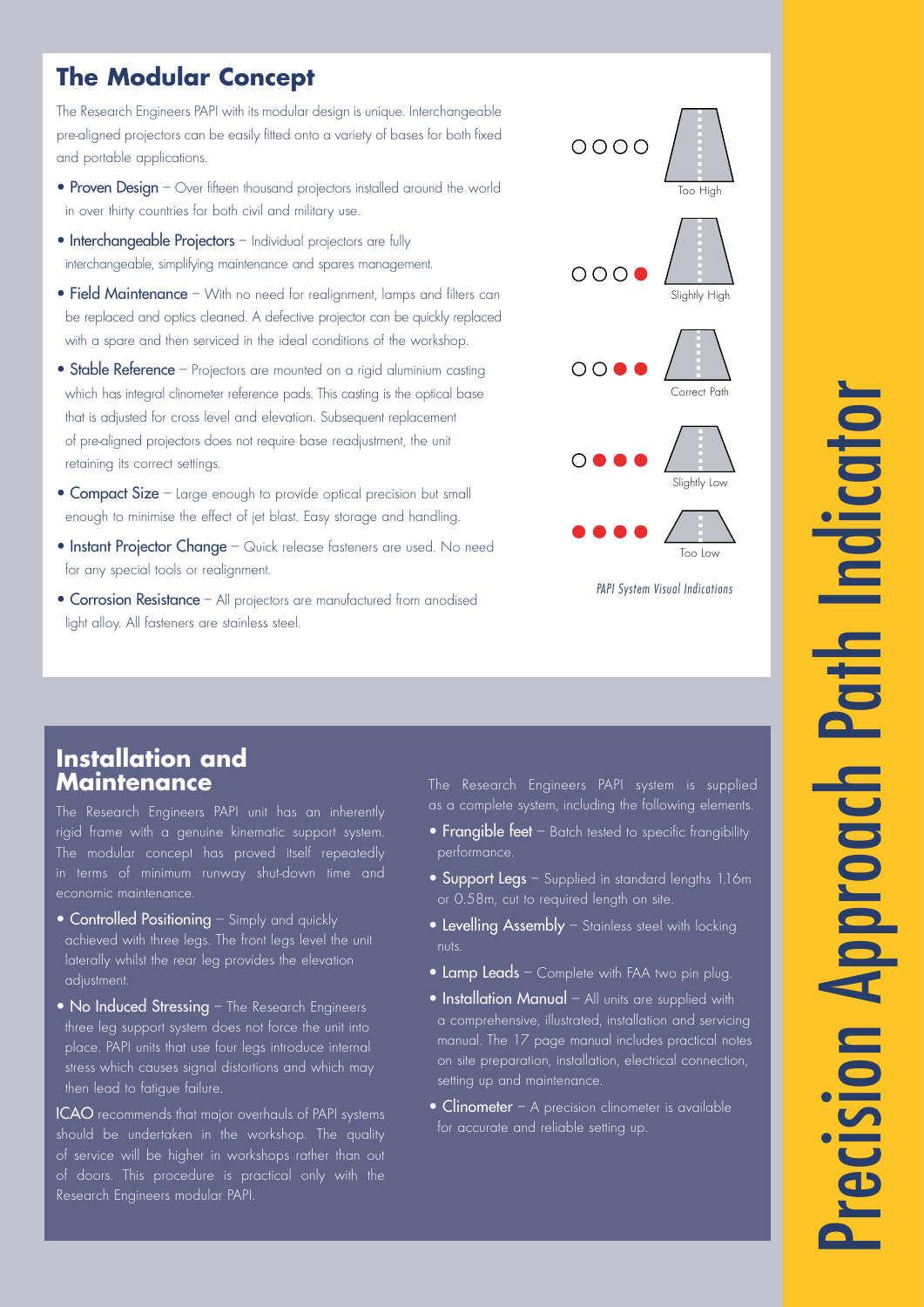## The Modular Concept

The Research Engineers PAPI with its modular design is unique. Interchangeable pre-aligned projectors can be easily fitted onto a variety of bases for both fixed and portable applications.

- **Proven Design** – Over fifteen thousand projectors installed around the world in over thirty countries for both civil and military use.
- **Interchangeable Projectors** – Individual projectors are fully interchangeable, simplifying maintenance and spares management.
- **Field Maintenance** – With no need for realignment, lamps and filters can be replaced and optics cleaned. A defective projector can be quickly replaced with a spare and then serviced in the ideal conditions of the workshop.
- **Stable Reference** – Projectors are mounted on a rigid aluminium casting which has integral clinometer reference pads. This casting is the optical base that is adjusted for cross level and elevation. Subsequent replacement of pre-aligned projectors does not require base readjustment, the unit retaining its correct settings.
- **Compact Size** – Large enough to provide optical precision but small enough to minimise the effect of jet blast. Easy storage and handling.
- **Instant Projector Change** – Quick release fasteners are used. No need for any special tools or realignment.
- **Corrosion Resistance** – All projectors are manufactured from anodised light alloy. All fasteners are stainless steel.

Too High

Slightly High

Correct Path

Slightly Low

Too Low

*PAPI System Visual Indications*

## Installation and Maintenance

The Research Engineers PAPI unit has an inherently rigid frame with a genuine kinematic support system. The modular concept has proved itself repeatedly in terms of minimum runway shut-down time and economic maintenance.

- **Controlled Positioning** – Simply and quickly achieved with three legs. The front legs level the unit laterally whilst the rear leg provides the elevation adjustment.
- **No Induced Stressing** – The Research Engineers three leg support system does not force the unit into place. PAPI units that use four legs introduce internal stress which causes signal distortions and which may then lead to fatigue failure.

**ICAO** recommends that major overhauls of PAPI systems should be undertaken in the workshop. The quality of service will be higher in workshops rather than out of doors. This procedure is practical only with the Research Engineers modular PAPI.

The Research Engineers PAPI system is supplied as a complete system, including the following elements.

- **Frangible feet** – Batch tested to specific frangibility performance.
- **Support Legs** – Supplied in standard lengths 1.16m or 0.58m, cut to required length on site.
- **Levelling Assembly** – Stainless steel with locking nuts.
- **Lamp Leads** – Complete with FAA two pin plug.
- **Installation Manual** – All units are supplied with a comprehensive, illustrated, installation and servicing manual. The 17 page manual includes practical notes on site preparation, installation, electrical connection, setting up and maintenance.
- **Clinometer** – A precision clinometer is available for accurate and reliable setting up.

# Precision Approach Path Indicator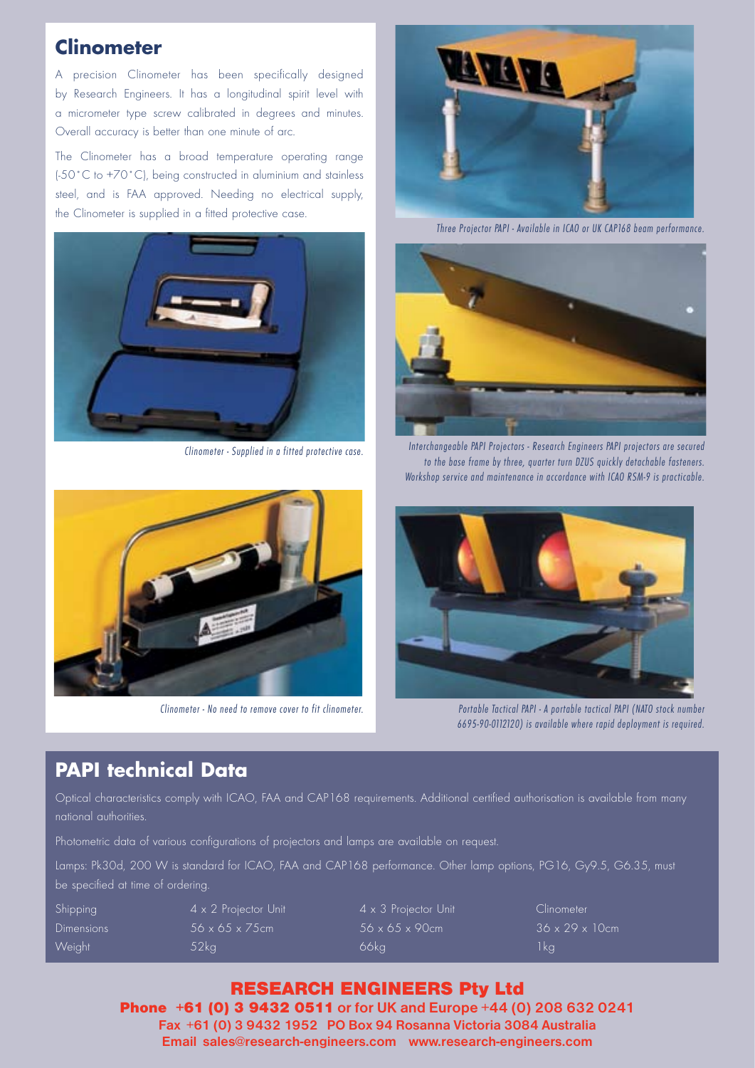## Clinometer

A precision Clinometer has been specifically designed by Research Engineers. It has a longitudinal spirit level with a micrometer type screw calibrated in degrees and minutes. Overall accuracy is better than one minute of arc.

The Clinometer has a broad temperature operating range (-50˚C to +70˚C), being constructed in aluminium and stainless steel, and is FAA approved. Needing no electrical supply, the Clinometer is supplied in a fitted protective case.

*Clinometer - Supplied in a fitted protective case.*

*Clinometer - No need to remove cover to fit clinometer.*

*Three Projector PAPI - Available in ICAO or UK CAP168 beam performance.*

*Interchangeable PAPI Projectors - Research Engineers PAPI projectors are secured to the base frame by three, quarter turn DZUS quickly detachable fasteners. Workshop service and maintenance in accordance with ICAO RSM-9 is practicable.*

*Portable Tactical PAPI - A portable tactical PAPI (NATO stock number 6695-90-0112120) is available where rapid deployment is required.*

## PAPI technical Data

Optical characteristics comply with ICAO, FAA and CAP168 requirements. Additional certified authorisation is available from many national authorities.

Photometric data of various configurations of projectors and lamps are available on request.

Lamps: Pk30d, 200 W is standard for ICAO, FAA and CAP168 performance. Other lamp options, PG16, Gy9.5, G6.35, must be specified at time of ordering.

| Shipping | 4 x 2 Projector Unit | 4 x 3 Projector Unit | Clinometer |
|---|---|---|---|
| Dimensions | 56 x 65 x 75cm | 56 x 65 x 90cm | 36 x 29 x 10cm |
| Weight | 52kg | 66kg | 1kg |

**RESEARCH ENGINEERS Pty Ltd**

**Phone +61 (0) 3 9432 0511 or for UK and Europe +44 (0) 208 632 0241**

**Fax +61 (0) 3 9432 1952 PO Box 94 Rosanna Victoria 3084 Australia**

**Email sales@research-engineers.com www.research-engineers.com**